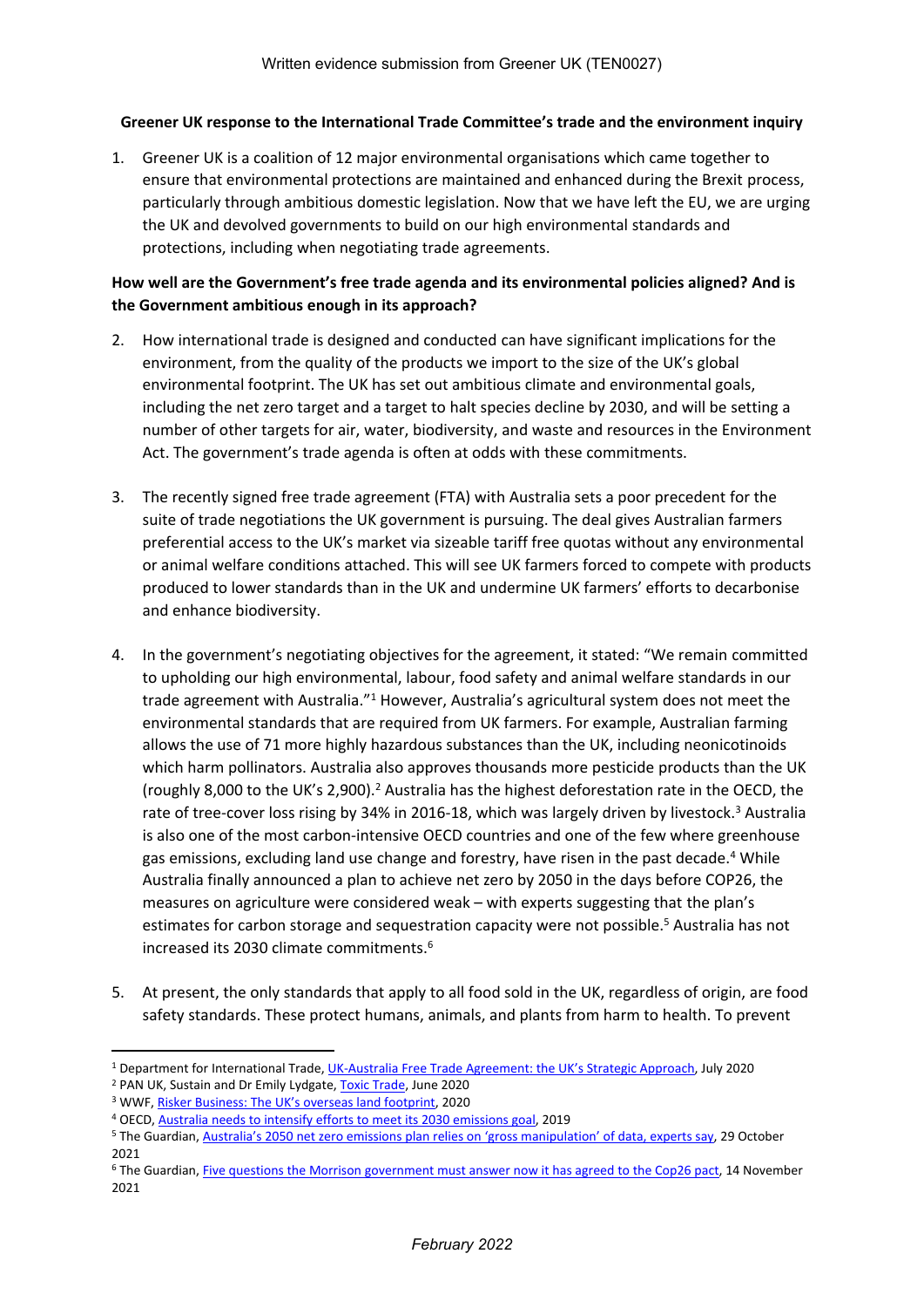Written evidence submission from Greener UK (TEN0027)

**Greener UK response to the International Trade Committee's trade and the environment inquiry**

1. Greener UK is a coalition of 12 major environmental organisations which came together to ensure that environmental protections are maintained and enhanced during the Brexit process, particularly through ambitious domestic legislation. Now that we have left the EU, we are urging the UK and devolved governments to build on our high environmental standards and protections, including when negotiating trade agreements.

**How well are the Government's free trade agenda and its environmental policies aligned? And is the Government ambitious enough in its approach?**

2. How international trade is designed and conducted can have significant implications for the environment, from the quality of the products we import to the size of the UK's global environmental footprint. The UK has set out ambitious climate and environmental goals, including the net zero target and a target to halt species decline by 2030, and will be setting a number of other targets for air, water, biodiversity, and waste and resources in the Environment Act. The government's trade agenda is often at odds with these commitments.

3. The recently signed free trade agreement (FTA) with Australia sets a poor precedent for the suite of trade negotiations the UK government is pursuing. The deal gives Australian farmers preferential access to the UK's market via sizeable tariff free quotas without any environmental or animal welfare conditions attached. This will see UK farmers forced to compete with products produced to lower standards than in the UK and undermine UK farmers' efforts to decarbonise and enhance biodiversity.

4. In the government's negotiating objectives for the agreement, it stated: "We remain committed to upholding our high environmental, labour, food safety and animal welfare standards in our trade agreement with Australia."[1] However, Australia's agricultural system does not meet the environmental standards that are required from UK farmers. For example, Australian farming allows the use of 71 more highly hazardous substances than the UK, including neonicotinoids which harm pollinators. Australia also approves thousands more pesticide products than the UK (roughly 8,000 to the UK's 2,900).[2] Australia has the highest deforestation rate in the OECD, the rate of tree-cover loss rising by 34% in 2016-18, which was largely driven by livestock.[3] Australia is also one of the most carbon-intensive OECD countries and one of the few where greenhouse gas emissions, excluding land use change and forestry, have risen in the past decade.[4] While Australia finally announced a plan to achieve net zero by 2050 in the days before COP26, the measures on agriculture were considered weak – with experts suggesting that the plan's estimates for carbon storage and sequestration capacity were not possible.[5] Australia has not increased its 2030 climate commitments.[6]

5. At present, the only standards that apply to all food sold in the UK, regardless of origin, are food safety standards. These protect humans, animals, and plants from harm to health. To prevent

---

[1] Department for International Trade, UK-Australia Free Trade Agreement: the UK's Strategic Approach, July 2020

[2] PAN UK, Sustain and Dr Emily Lydgate, Toxic Trade, June 2020

[3] WWF, Risker Business: The UK's overseas land footprint, 2020

[4] OECD, Australia needs to intensify efforts to meet its 2030 emissions goal, 2019

[5] The Guardian, Australia's 2050 net zero emissions plan relies on 'gross manipulation' of data, experts say, 29 October 2021

[6] The Guardian, Five questions the Morrison government must answer now it has agreed to the Cop26 pact, 14 November 2021

*February 2022*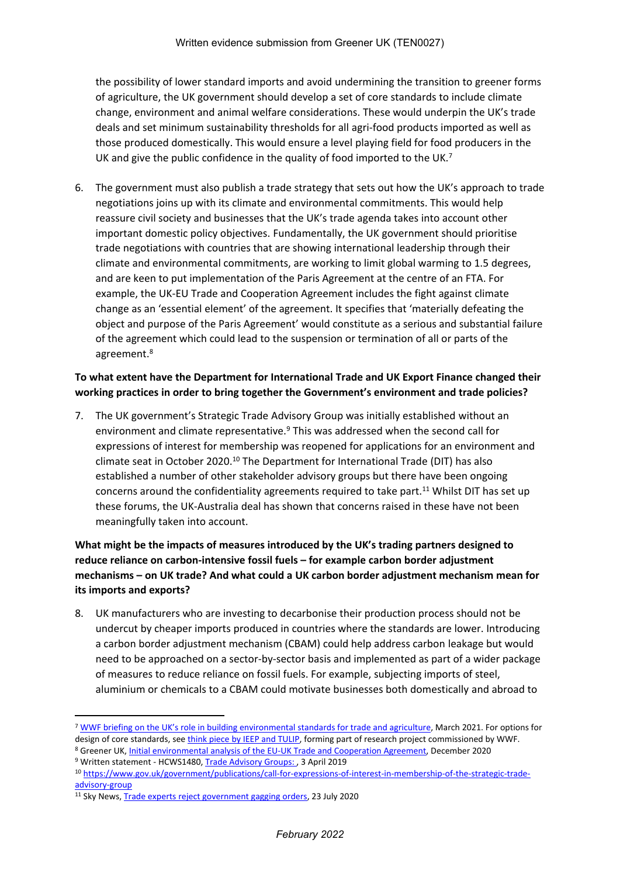the possibility of lower standard imports and avoid undermining the transition to greener forms of agriculture, the UK government should develop a set of core standards to include climate change, environment and animal welfare considerations. These would underpin the UK's trade deals and set minimum sustainability thresholds for all agri-food products imported as well as those produced domestically. This would ensure a level playing field for food producers in the UK and give the public confidence in the quality of food imported to the UK.[7]

6. The government must also publish a trade strategy that sets out how the UK's approach to trade negotiations joins up with its climate and environmental commitments. This would help reassure civil society and businesses that the UK's trade agenda takes into account other important domestic policy objectives. Fundamentally, the UK government should prioritise trade negotiations with countries that are showing international leadership through their climate and environmental commitments, are working to limit global warming to 1.5 degrees, and are keen to put implementation of the Paris Agreement at the centre of an FTA. For example, the UK-EU Trade and Cooperation Agreement includes the fight against climate change as an 'essential element' of the agreement. It specifies that 'materially defeating the object and purpose of the Paris Agreement' would constitute as a serious and substantial failure of the agreement which could lead to the suspension or termination of all or parts of the agreement.[8]

**To what extent have the Department for International Trade and UK Export Finance changed their working practices in order to bring together the Government's environment and trade policies?**

7. The UK government's Strategic Trade Advisory Group was initially established without an environment and climate representative.[9] This was addressed when the second call for expressions of interest for membership was reopened for applications for an environment and climate seat in October 2020.[10] The Department for International Trade (DIT) has also established a number of other stakeholder advisory groups but there have been ongoing concerns around the confidentiality agreements required to take part.[11] Whilst DIT has set up these forums, the UK-Australia deal has shown that concerns raised in these have not been meaningfully taken into account.

**What might be the impacts of measures introduced by the UK's trading partners designed to reduce reliance on carbon-intensive fossil fuels – for example carbon border adjustment mechanisms – on UK trade? And what could a UK carbon border adjustment mechanism mean for its imports and exports?**

8. UK manufacturers who are investing to decarbonise their production process should not be undercut by cheaper imports produced in countries where the standards are lower. Introducing a carbon border adjustment mechanism (CBAM) could help address carbon leakage but would need to be approached on a sector-by-sector basis and implemented as part of a wider package of measures to reduce reliance on fossil fuels. For example, subjecting imports of steel, aluminium or chemicals to a CBAM could motivate businesses both domestically and abroad to

---

[7] WWF briefing on the UK's role in building environmental standards for trade and agriculture, March 2021. For options for design of core standards, see think piece by IEEP and TULIP, forming part of research project commissioned by WWF.

[8] Greener UK, Initial environmental analysis of the EU-UK Trade and Cooperation Agreement, December 2020

[9] Written statement - HCWS1480, Trade Advisory Groups: , 3 April 2019

[10] https://www.gov.uk/government/publications/call-for-expressions-of-interest-in-membership-of-the-strategic-trade-advisory-group

[11] Sky News, Trade experts reject government gagging orders, 23 July 2020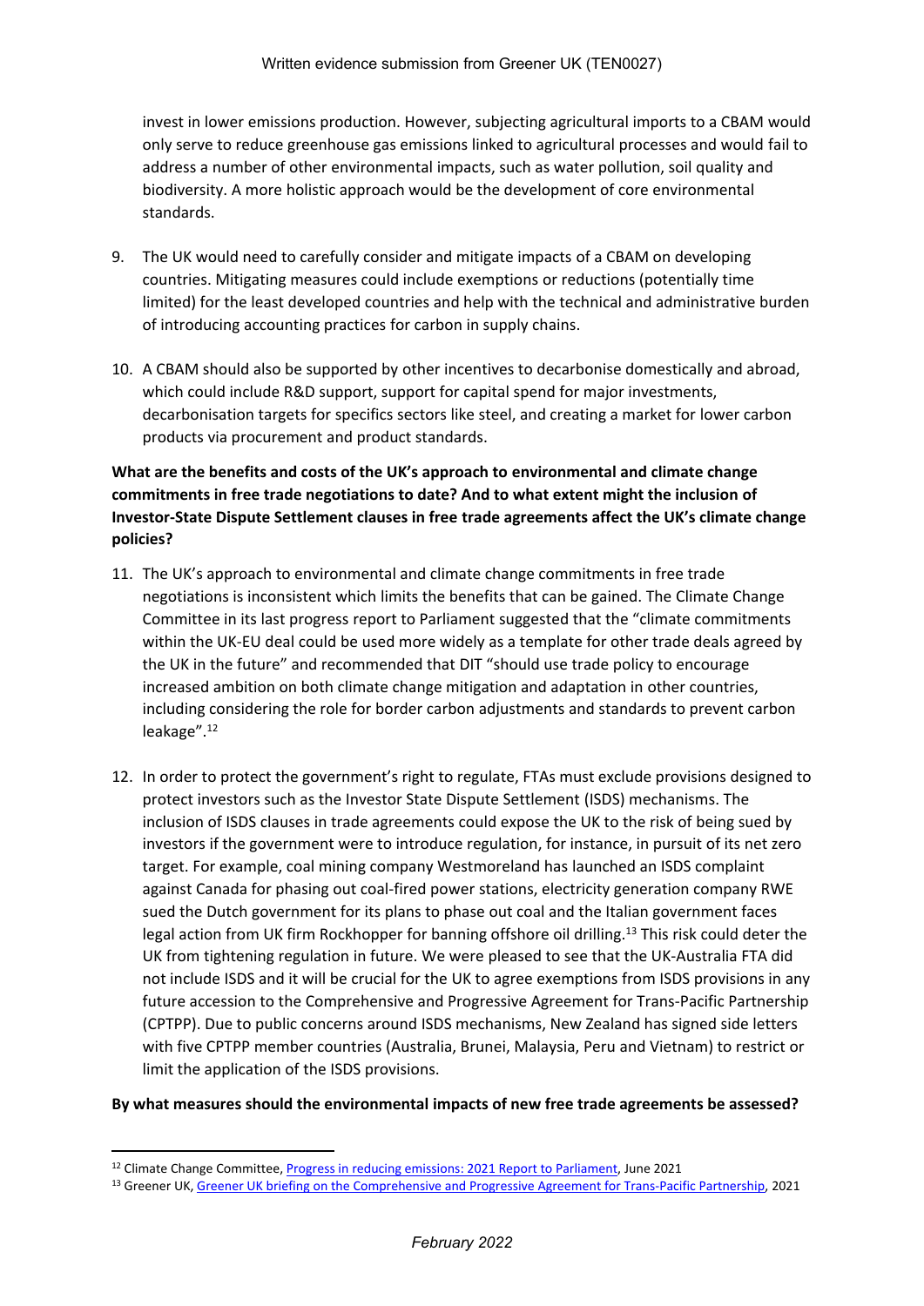invest in lower emissions production. However, subjecting agricultural imports to a CBAM would only serve to reduce greenhouse gas emissions linked to agricultural processes and would fail to address a number of other environmental impacts, such as water pollution, soil quality and biodiversity. A more holistic approach would be the development of core environmental standards.

9. The UK would need to carefully consider and mitigate impacts of a CBAM on developing countries. Mitigating measures could include exemptions or reductions (potentially time limited) for the least developed countries and help with the technical and administrative burden of introducing accounting practices for carbon in supply chains.

10. A CBAM should also be supported by other incentives to decarbonise domestically and abroad, which could include R&D support, support for capital spend for major investments, decarbonisation targets for specifics sectors like steel, and creating a market for lower carbon products via procurement and product standards.

**What are the benefits and costs of the UK's approach to environmental and climate change commitments in free trade negotiations to date? And to what extent might the inclusion of Investor-State Dispute Settlement clauses in free trade agreements affect the UK's climate change policies?**

11. The UK's approach to environmental and climate change commitments in free trade negotiations is inconsistent which limits the benefits that can be gained. The Climate Change Committee in its last progress report to Parliament suggested that the "climate commitments within the UK-EU deal could be used more widely as a template for other trade deals agreed by the UK in the future" and recommended that DIT "should use trade policy to encourage increased ambition on both climate change mitigation and adaptation in other countries, including considering the role for border carbon adjustments and standards to prevent carbon leakage".[12]

12. In order to protect the government's right to regulate, FTAs must exclude provisions designed to protect investors such as the Investor State Dispute Settlement (ISDS) mechanisms. The inclusion of ISDS clauses in trade agreements could expose the UK to the risk of being sued by investors if the government were to introduce regulation, for instance, in pursuit of its net zero target. For example, coal mining company Westmoreland has launched an ISDS complaint against Canada for phasing out coal-fired power stations, electricity generation company RWE sued the Dutch government for its plans to phase out coal and the Italian government faces legal action from UK firm Rockhopper for banning offshore oil drilling.[13] This risk could deter the UK from tightening regulation in future. We were pleased to see that the UK-Australia FTA did not include ISDS and it will be crucial for the UK to agree exemptions from ISDS provisions in any future accession to the Comprehensive and Progressive Agreement for Trans-Pacific Partnership (CPTPP). Due to public concerns around ISDS mechanisms, New Zealand has signed side letters with five CPTPP member countries (Australia, Brunei, Malaysia, Peru and Vietnam) to restrict or limit the application of the ISDS provisions.

**By what measures should the environmental impacts of new free trade agreements be assessed?**

[12] Climate Change Committee, Progress in reducing emissions: 2021 Report to Parliament, June 2021

[13] Greener UK, Greener UK briefing on the Comprehensive and Progressive Agreement for Trans-Pacific Partnership, 2021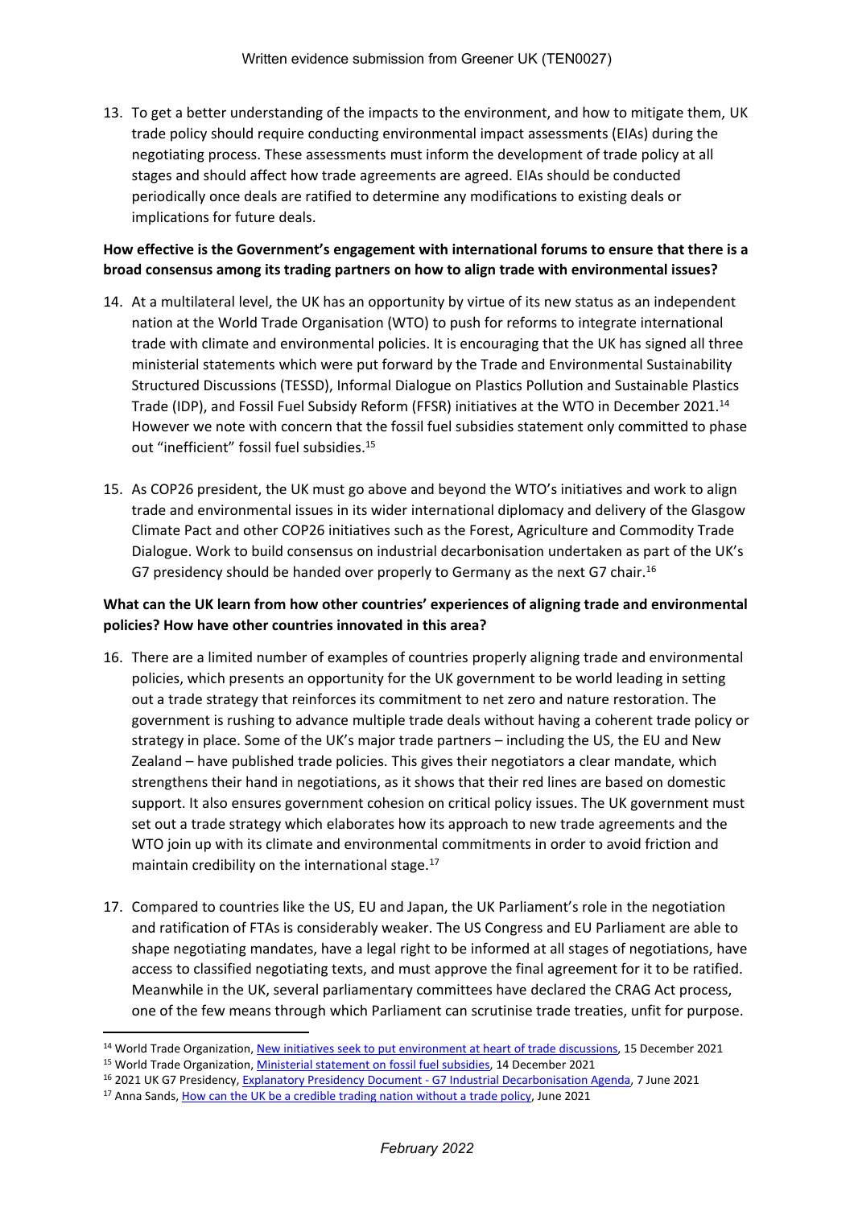13. To get a better understanding of the impacts to the environment, and how to mitigate them, UK trade policy should require conducting environmental impact assessments (EIAs) during the negotiating process. These assessments must inform the development of trade policy at all stages and should affect how trade agreements are agreed. EIAs should be conducted periodically once deals are ratified to determine any modifications to existing deals or implications for future deals.

**How effective is the Government's engagement with international forums to ensure that there is a broad consensus among its trading partners on how to align trade with environmental issues?**

14. At a multilateral level, the UK has an opportunity by virtue of its new status as an independent nation at the World Trade Organisation (WTO) to push for reforms to integrate international trade with climate and environmental policies. It is encouraging that the UK has signed all three ministerial statements which were put forward by the Trade and Environmental Sustainability Structured Discussions (TESSD), Informal Dialogue on Plastics Pollution and Sustainable Plastics Trade (IDP), and Fossil Fuel Subsidy Reform (FFSR) initiatives at the WTO in December 2021.[14] However we note with concern that the fossil fuel subsidies statement only committed to phase out "inefficient" fossil fuel subsidies.[15]

15. As COP26 president, the UK must go above and beyond the WTO's initiatives and work to align trade and environmental issues in its wider international diplomacy and delivery of the Glasgow Climate Pact and other COP26 initiatives such as the Forest, Agriculture and Commodity Trade Dialogue. Work to build consensus on industrial decarbonisation undertaken as part of the UK's G7 presidency should be handed over properly to Germany as the next G7 chair.[16]

**What can the UK learn from how other countries' experiences of aligning trade and environmental policies? How have other countries innovated in this area?**

16. There are a limited number of examples of countries properly aligning trade and environmental policies, which presents an opportunity for the UK government to be world leading in setting out a trade strategy that reinforces its commitment to net zero and nature restoration. The government is rushing to advance multiple trade deals without having a coherent trade policy or strategy in place. Some of the UK's major trade partners – including the US, the EU and New Zealand – have published trade policies. This gives their negotiators a clear mandate, which strengthens their hand in negotiations, as it shows that their red lines are based on domestic support. It also ensures government cohesion on critical policy issues. The UK government must set out a trade strategy which elaborates how its approach to new trade agreements and the WTO join up with its climate and environmental commitments in order to avoid friction and maintain credibility on the international stage.[17]

17. Compared to countries like the US, EU and Japan, the UK Parliament's role in the negotiation and ratification of FTAs is considerably weaker. The US Congress and EU Parliament are able to shape negotiating mandates, have a legal right to be informed at all stages of negotiations, have access to classified negotiating texts, and must approve the final agreement for it to be ratified. Meanwhile in the UK, several parliamentary committees have declared the CRAG Act process, one of the few means through which Parliament can scrutinise trade treaties, unfit for purpose.

---

[14] World Trade Organization, New initiatives seek to put environment at heart of trade discussions, 15 December 2021

[15] World Trade Organization, Ministerial statement on fossil fuel subsidies, 14 December 2021

[16] 2021 UK G7 Presidency, Explanatory Presidency Document - G7 Industrial Decarbonisation Agenda, 7 June 2021

[17] Anna Sands, How can the UK be a credible trading nation without a trade policy, June 2021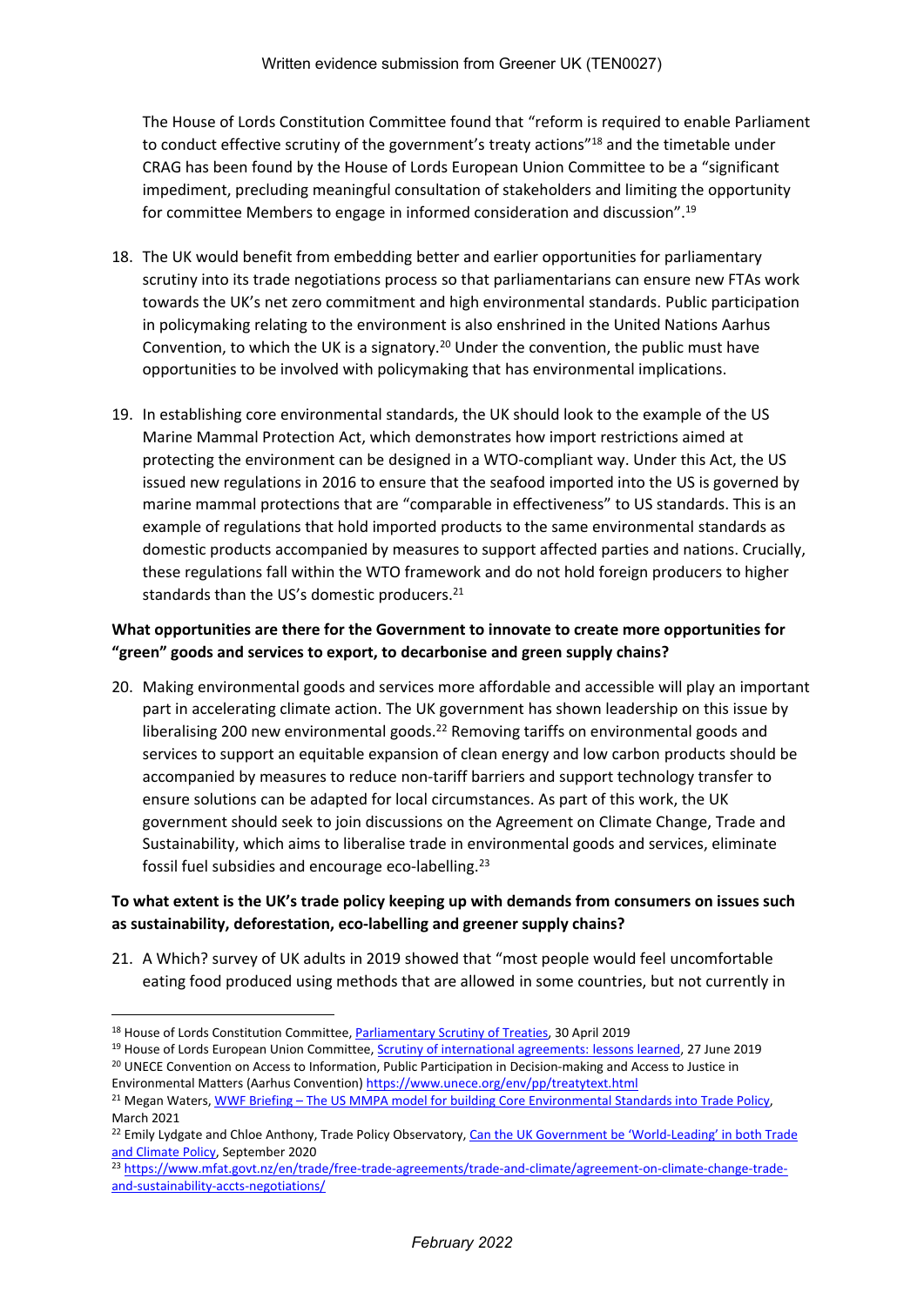The House of Lords Constitution Committee found that "reform is required to enable Parliament to conduct effective scrutiny of the government's treaty actions"[18] and the timetable under CRAG has been found by the House of Lords European Union Committee to be a "significant impediment, precluding meaningful consultation of stakeholders and limiting the opportunity for committee Members to engage in informed consideration and discussion".[19]

18. The UK would benefit from embedding better and earlier opportunities for parliamentary scrutiny into its trade negotiations process so that parliamentarians can ensure new FTAs work towards the UK's net zero commitment and high environmental standards. Public participation in policymaking relating to the environment is also enshrined in the United Nations Aarhus Convention, to which the UK is a signatory.[20] Under the convention, the public must have opportunities to be involved with policymaking that has environmental implications.

19. In establishing core environmental standards, the UK should look to the example of the US Marine Mammal Protection Act, which demonstrates how import restrictions aimed at protecting the environment can be designed in a WTO-compliant way. Under this Act, the US issued new regulations in 2016 to ensure that the seafood imported into the US is governed by marine mammal protections that are "comparable in effectiveness" to US standards. This is an example of regulations that hold imported products to the same environmental standards as domestic products accompanied by measures to support affected parties and nations. Crucially, these regulations fall within the WTO framework and do not hold foreign producers to higher standards than the US's domestic producers.[21]

**What opportunities are there for the Government to innovate to create more opportunities for "green" goods and services to export, to decarbonise and green supply chains?**

20. Making environmental goods and services more affordable and accessible will play an important part in accelerating climate action. The UK government has shown leadership on this issue by liberalising 200 new environmental goods.[22] Removing tariffs on environmental goods and services to support an equitable expansion of clean energy and low carbon products should be accompanied by measures to reduce non-tariff barriers and support technology transfer to ensure solutions can be adapted for local circumstances. As part of this work, the UK government should seek to join discussions on the Agreement on Climate Change, Trade and Sustainability, which aims to liberalise trade in environmental goods and services, eliminate fossil fuel subsidies and encourage eco-labelling.[23]

**To what extent is the UK's trade policy keeping up with demands from consumers on issues such as sustainability, deforestation, eco-labelling and greener supply chains?**

21. A Which? survey of UK adults in 2019 showed that "most people would feel uncomfortable eating food produced using methods that are allowed in some countries, but not currently in

---

[18] House of Lords Constitution Committee, Parliamentary Scrutiny of Treaties, 30 April 2019

[19] House of Lords European Union Committee, Scrutiny of international agreements: lessons learned, 27 June 2019

[20] UNECE Convention on Access to Information, Public Participation in Decision-making and Access to Justice in Environmental Matters (Aarhus Convention) https://www.unece.org/env/pp/treatytext.html

[21] Megan Waters, WWF Briefing – The US MMPA model for building Core Environmental Standards into Trade Policy, March 2021

[22] Emily Lydgate and Chloe Anthony, Trade Policy Observatory, Can the UK Government be 'World-Leading' in both Trade and Climate Policy, September 2020

[23] https://www.mfat.govt.nz/en/trade/free-trade-agreements/trade-and-climate/agreement-on-climate-change-trade-and-sustainability-accts-negotiations/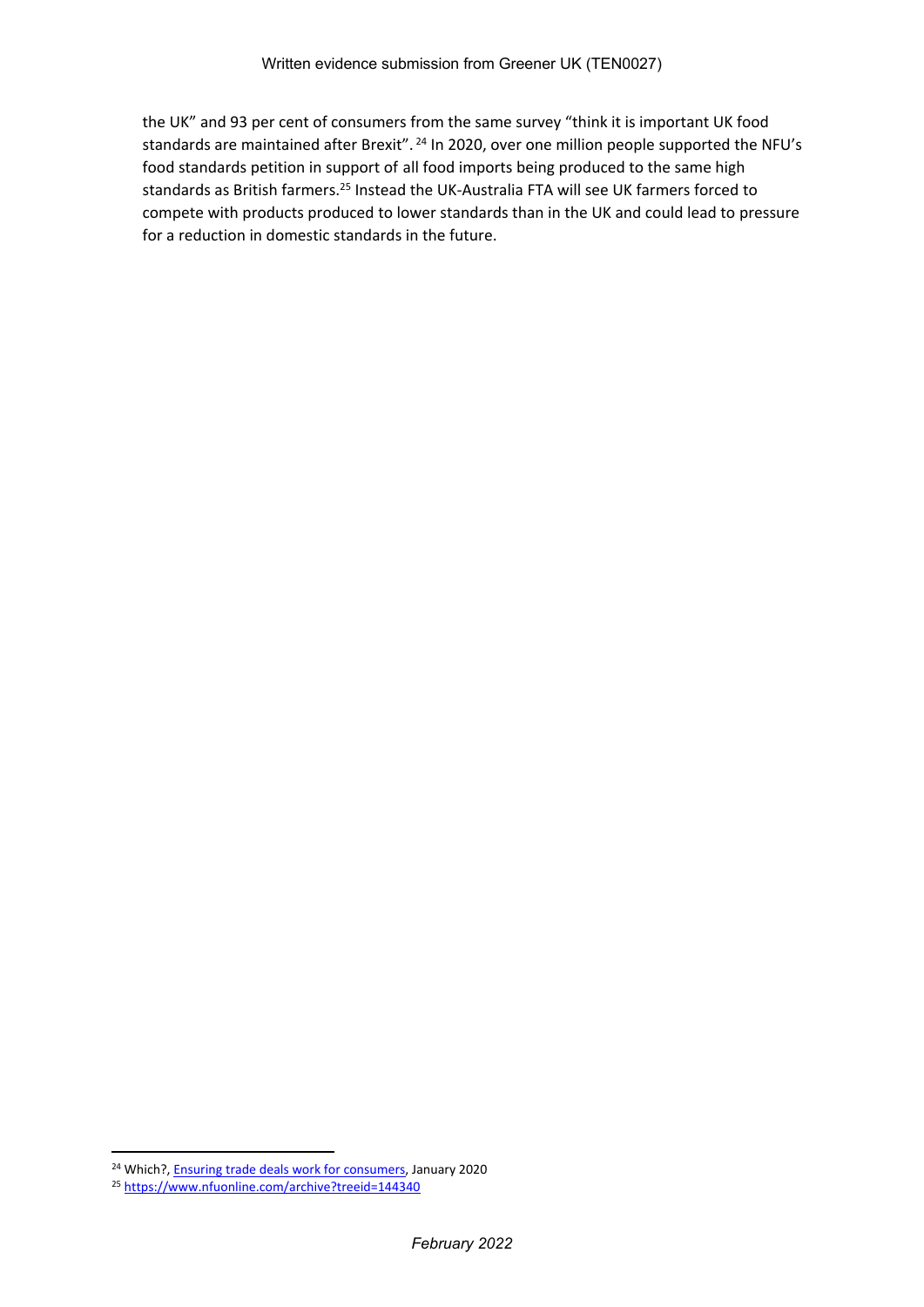the UK" and 93 per cent of consumers from the same survey "think it is important UK food standards are maintained after Brexit". [24] In 2020, over one million people supported the NFU's food standards petition in support of all food imports being produced to the same high standards as British farmers.[25] Instead the UK-Australia FTA will see UK farmers forced to compete with products produced to lower standards than in the UK and could lead to pressure for a reduction in domestic standards in the future.

---

[24] Which?, [Ensuring trade deals work for consumers](), January 2020

[25] https://www.nfuonline.com/archive?treeid=144340

*February 2022*